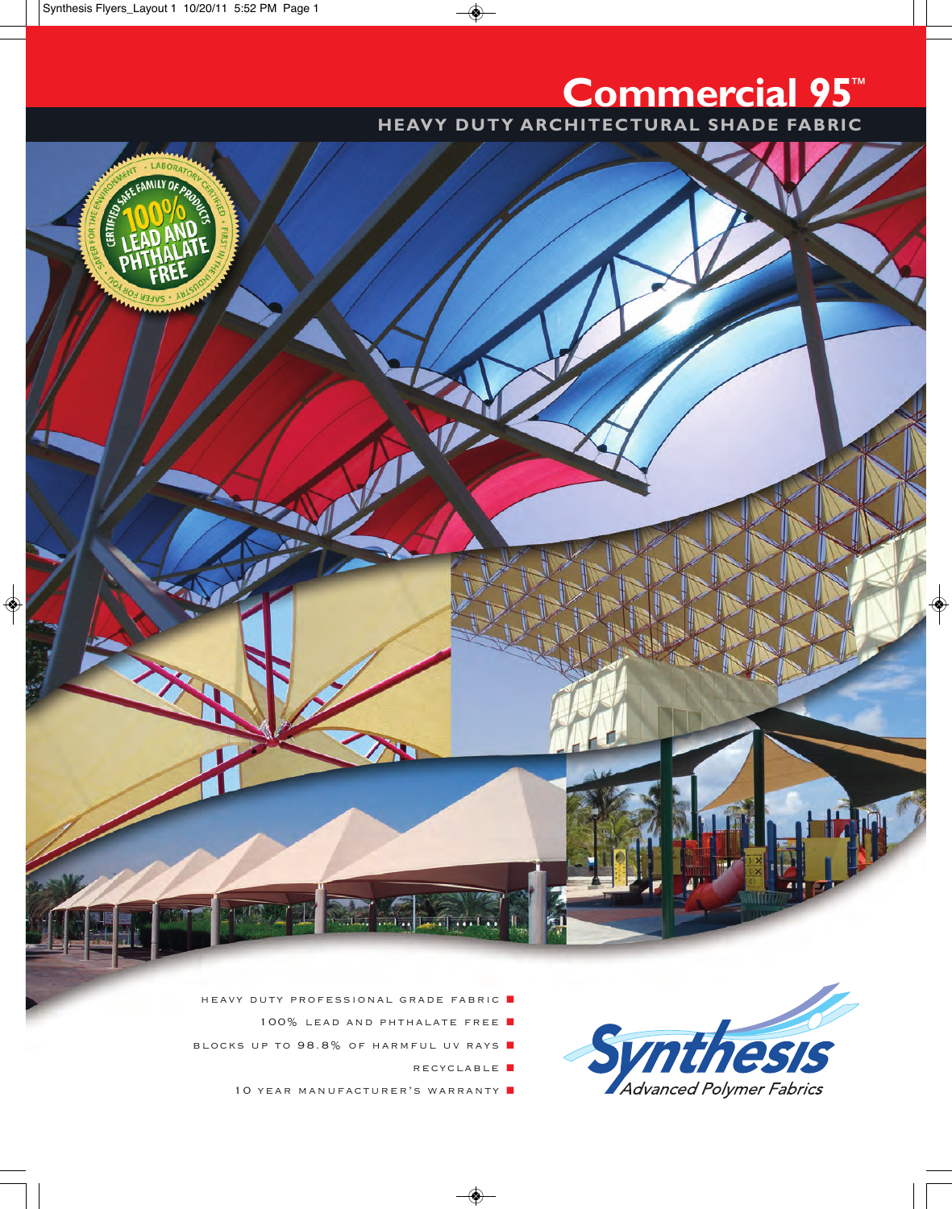# Commercial 95™

## HEAVY DUTY ARCHITECTURAL SHADE FABRIC

100% LEAD AND PHTHALATE FREE

- HEAVY DUTY PROFESSIONAL GRADE FABRIC
- 100% LEAD AND PHTHALATE FREE
- BLOCKS UP TO 98.8% OF HARMFUL UV RAYS
- RECYCLABLE
- 10 YEAR MANUFACTURER'S WARRANTY

**Synthesis**
Advanced Polymer Fabrics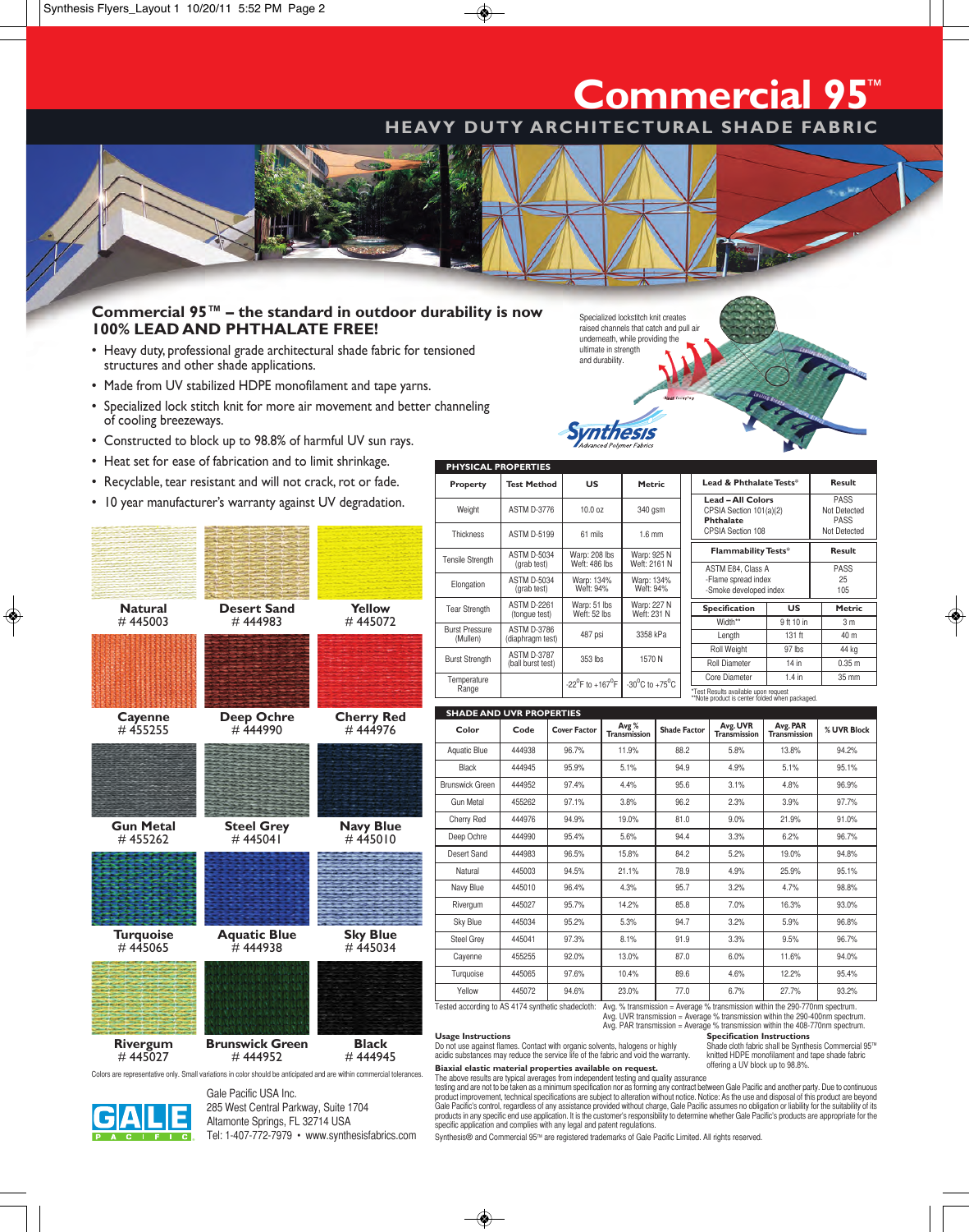# Commercial 95™

## HEAVY DUTY ARCHITECTURAL SHADE FABRIC

## Commercial 95™ – the standard in outdoor durability is now 100% LEAD AND PHTHALATE FREE!

- Heavy duty, professional grade architectural shade fabric for tensioned structures and other shade applications.
- Made from UV stabilized HDPE monofilament and tape yarns.
- Specialized lock stitch knit for more air movement and better channeling of cooling breezeways.
- Constructed to block up to 98.8% of harmful UV sun rays.
- Heat set for ease of fabrication and to limit shrinkage.
- Recyclable, tear resistant and will not crack, rot or fade.
- 10 year manufacturer's warranty against UV degradation.

Specialized lockstitch knit creates raised channels that catch and pull air underneath, while providing the ultimate in strength and durability.

Synthesis — Advanced Polymer Fabrics

| | | |
|---|---|---|
| Natural # 445003 | Desert Sand # 444983 | Yellow # 445072 |
| Cayenne # 455255 | Deep Ochre # 444990 | Cherry Red # 444976 |
| Gun Metal # 455262 | Steel Grey # 445041 | Navy Blue # 445010 |
| Turquoise # 445065 | Aquatic Blue # 444938 | Sky Blue # 445034 |
| Rivergum # 445027 | Brunswick Green # 444952 | Black # 444945 |

Colors are representative only. Small variations in color should be anticipated and are within commercial tolerances.

GALE PACIFIC

Gale Pacific USA Inc.
285 West Central Parkway, Suite 1704
Altamonte Springs, FL 32714 USA
Tel: 1-407-772-7979 • www.synthesisfabrics.com

### PHYSICAL PROPERTIES

| Property | Test Method | US | Metric |
|---|---|---|---|
| Weight | ASTM D-3776 | 10.0 oz | 340 gsm |
| Thickness | ASTM D-5199 | 61 mils | 1.6 mm |
| Tensile Strength | ASTM D-5034 (grab test) | Warp: 208 lbs Weft: 486 lbs | Warp: 925 N Weft: 2161 N |
| Elongation | ASTM D-5034 (grab test) | Warp: 134% Weft: 94% | Warp: 134% Weft: 94% |
| Tear Strength | ASTM D-2261 (tongue test) | Warp: 51 lbs Weft: 52 lbs | Warp: 227 N Weft: 231 N |
| Burst Pressure (Mullen) | ASTM D-3786 (diaphragm test) | 487 psi | 3358 kPa |
| Burst Strength | ASTM D-3787 (ball burst test) | 353 lbs | 1570 N |
| Temperature Range | | -22°F to +167°F | -30°C to +75°C |

| Lead & Phthalate Tests* | Result |
|---|---|
| Lead – All Colors CPSIA Section 101(a)(2) | PASS Not Detected |
| Phthalate CPSIA Section 108 | PASS Not Detected |

| Flammability Tests* | Result |
|---|---|
| ASTM E84, Class A | PASS |
| -Flame spread index | 25 |
| -Smoke developed index | 105 |

| Specification | US | Metric |
|---|---|---|
| Width** | 9 ft 10 in | 3 m |
| Length | 131 ft | 40 m |
| Roll Weight | 97 lbs | 44 kg |
| Roll Diameter | 14 in | 0.35 m |
| Core Diameter | 1.4 in | 35 mm |

*Test Results available upon request
**Note product is center folded when packaged.

### SHADE AND UVR PROPERTIES

| Color | Code | Cover Factor | Avg % Transmission | Shade Factor | Avg. UVR Transmission | Avg. PAR Transmission | % UVR Block |
|---|---|---|---|---|---|---|---|
| Aquatic Blue | 444938 | 96.7% | 11.9% | 88.2 | 5.8% | 13.8% | 94.2% |
| Black | 444945 | 95.9% | 5.1% | 94.9 | 4.9% | 5.1% | 95.1% |
| Brunswick Green | 444952 | 97.4% | 4.4% | 95.6 | 3.1% | 4.8% | 96.9% |
| Gun Metal | 455262 | 97.1% | 3.8% | 96.2 | 2.3% | 3.9% | 97.7% |
| Cherry Red | 444976 | 94.9% | 19.0% | 81.0 | 9.0% | 21.9% | 91.0% |
| Deep Ochre | 444990 | 95.4% | 5.6% | 94.4 | 3.3% | 6.2% | 96.7% |
| Desert Sand | 444983 | 96.5% | 15.8% | 84.2 | 5.2% | 19.0% | 94.8% |
| Natural | 445003 | 94.5% | 21.1% | 78.9 | 4.9% | 25.9% | 95.1% |
| Navy Blue | 445010 | 96.4% | 4.3% | 95.7 | 3.2% | 4.7% | 98.8% |
| Rivergum | 445027 | 95.7% | 14.2% | 85.8 | 7.0% | 16.3% | 93.0% |
| Sky Blue | 445034 | 95.2% | 5.3% | 94.7 | 3.2% | 5.9% | 96.8% |
| Steel Grey | 445041 | 97.3% | 8.1% | 91.9 | 3.3% | 9.5% | 96.7% |
| Cayenne | 455255 | 92.0% | 13.0% | 87.0 | 6.0% | 11.6% | 94.0% |
| Turquoise | 445065 | 97.6% | 10.4% | 89.6 | 4.6% | 12.2% | 95.4% |
| Yellow | 445072 | 94.6% | 23.0% | 77.0 | 6.7% | 27.7% | 93.2% |

Tested according to AS 4174 synthetic shadecloth: Avg. % transmission = Average % transmission within the 290-770nm spectrum.
Avg. UVR transmission = Average % transmission within the 290-400nm spectrum.
Avg. PAR transmission = Average % transmission within the 408-770nm spectrum.

**Usage Instructions**
Do not use against flames. Contact with organic solvents, halogens or highly acidic substances may reduce the service life of the fabric and void the warranty.

**Specification Instructions**
Shade cloth fabric shall be Synthesis Commercial 95™ knitted HDPE monofilament and tape shade fabric offering a UV block up to 98.8%.

**Biaxial elastic material properties available on request.**

The above results are typical averages from independent testing and quality assurance testing and are not to be taken as a minimum specification nor as forming any contract between Gale Pacific and another party. Due to continuous product improvement, technical specifications are subject to alteration without notice. Notice: As the use and disposal of this product are beyond Gale Pacific's control, regardless of any assistance provided without charge, Gale Pacific assumes no obligation or liability for the suitability of its products in any specific end use application. It is the customer's responsibility to determine whether Gale Pacific's products are appropriate for the specific application and complies with any legal and patent regulations.

Synthesis® and Commercial 95™ are registered trademarks of Gale Pacific Limited. All rights reserved.